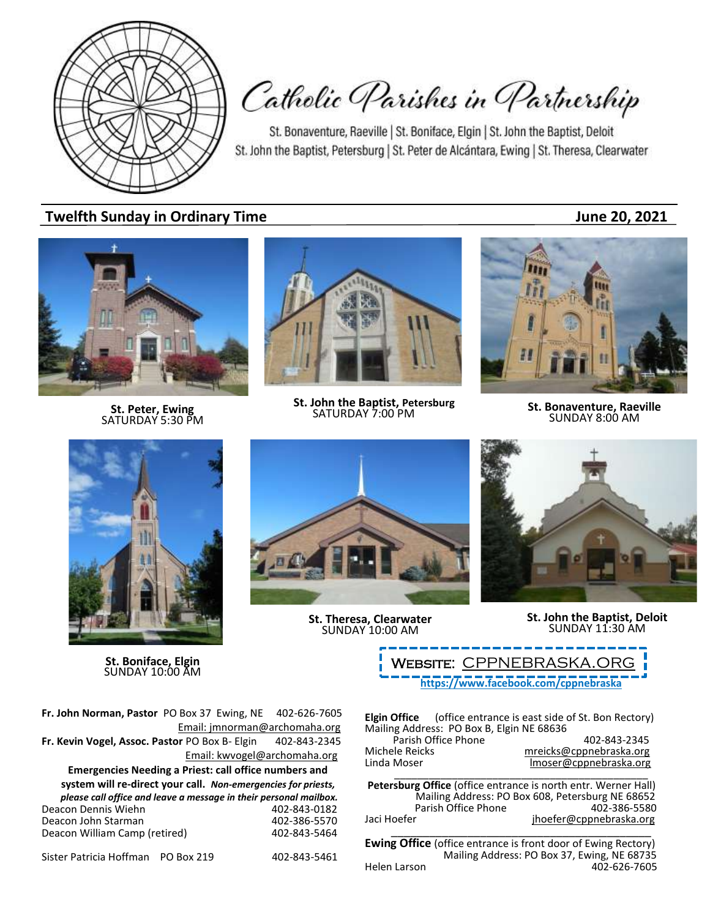# Catholic Parishes in Partnership

St. Bonaventure, Raeville | St. Boniface, Elgin | St. John the Baptist, Deloit
St. John the Baptist, Petersburg | St. Peter de Alcántara, Ewing | St. Theresa, Clearwater

## Twelfth Sunday in Ordinary Time — June 20, 2021

**St. Peter, Ewing**
SATURDAY 5:30 PM

**St. John the Baptist, Petersburg**
SATURDAY 7:00 PM

**St. Bonaventure, Raeville**
SUNDAY 8:00 AM

**St. Boniface, Elgin**
SUNDAY 10:00 AM

**St. Theresa, Clearwater**
SUNDAY 10:00 AM

**St. John the Baptist, Deloit**
SUNDAY 11:30 AM

WEBSITE: CPPNEBRASKA.ORG
https://www.facebook.com/cppnebraska

**Fr. John Norman, Pastor** PO Box 37 Ewing, NE 402-626-7605
Email: jmnorman@archomaha.org

**Fr. Kevin Vogel, Assoc. Pastor** PO Box B- Elgin 402-843-2345
Email: kwvogel@archomaha.org

**Emergencies Needing a Priest: call office numbers and system will re-direct your call.** ***Non-emergencies for priests, please call office and leave a message in their personal mailbox.***

| | |
|---|---|
| Deacon Dennis Wiehn | 402-843-0182 |
| Deacon John Starman | 402-386-5570 |
| Deacon William Camp (retired) | 402-843-5464 |
| Sister Patricia Hoffman PO Box 219 | 402-843-5461 |

**Elgin Office** (office entrance is east side of St. Bon Rectory)
Mailing Address: PO Box B, Elgin NE 68636
Parish Office Phone 402-843-2345
Michele Reicks mreicks@cppnebraska.org
Linda Moser lmoser@cppnebraska.org

**Petersburg Office** (office entrance is north entr. Werner Hall)
Mailing Address: PO Box 608, Petersburg NE 68652
Parish Office Phone 402-386-5580
Jaci Hoefer jhoefer@cppnebraska.org

**Ewing Office** (office entrance is front door of Ewing Rectory)
Mailing Address: PO Box 37, Ewing, NE 68735
Helen Larson 402-626-7605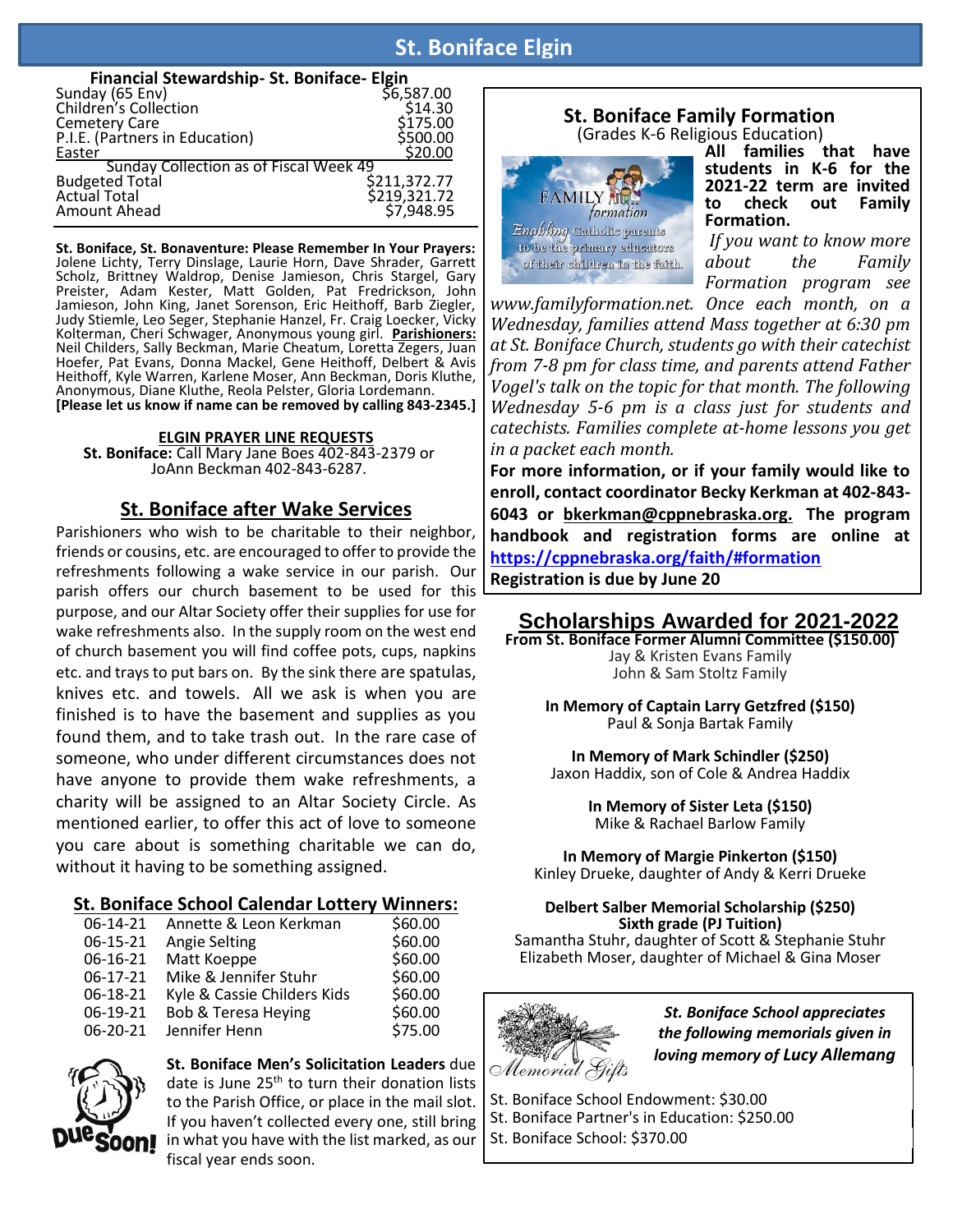# St. Boniface Elgin

## Financial Stewardship- St. Boniface- Elgin

| | |
|---|---|
| Sunday (65 Env) | $6,587.00 |
| Children's Collection | $14.30 |
| Cemetery Care | $175.00 |
| P.I.E. (Partners in Education) | $500.00 |
| Easter | $20.00 |
| Sunday Collection as of Fiscal Week 49 | |
| Budgeted Total | $211,372.77 |
| Actual Total | $219,321.72 |
| Amount Ahead | $7,948.95 |

**St. Boniface, St. Bonaventure: Please Remember In Your Prayers:** Jolene Lichty, Terry Dinslage, Laurie Horn, Dave Shrader, Garrett Scholz, Brittney Waldrop, Denise Jamieson, Chris Stargel, Gary Preister, Adam Kester, Matt Golden, Pat Fredrickson, John Jamieson, John King, Janet Sorenson, Eric Heithoff, Barb Ziegler, Judy Stiemle, Leo Seger, Stephanie Hanzel, Fr. Craig Loecker, Vicky Kolterman, Cheri Schwager, Anonymous young girl. **Parishioners:** Neil Childers, Sally Beckman, Marie Cheatum, Loretta Zegers, Juan Hoefer, Pat Evans, Donna Mackel, Gene Heithoff, Delbert & Avis Heithoff, Kyle Warren, Karlene Moser, Ann Beckman, Doris Kluthe, Anonymous, Diane Kluthe, Reola Pelster, Gloria Lordemann.
**[Please let us know if name can be removed by calling 843-2345.]**

**ELGIN PRAYER LINE REQUESTS**
**St. Boniface:** Call Mary Jane Boes 402-843-2379 or JoAnn Beckman 402-843-6287.

## St. Boniface after Wake Services

Parishioners who wish to be charitable to their neighbor, friends or cousins, etc. are encouraged to offer to provide the refreshments following a wake service in our parish. Our parish offers our church basement to be used for this purpose, and our Altar Society offer their supplies for use for wake refreshments also. In the supply room on the west end of church basement you will find coffee pots, cups, napkins etc. and trays to put bars on. By the sink there are spatulas, knives etc. and towels. All we ask is when you are finished is to have the basement and supplies as you found them, and to take trash out. In the rare case of someone, who under different circumstances does not have anyone to provide them wake refreshments, a charity will be assigned to an Altar Society Circle. As mentioned earlier, to offer this act of love to someone you care about is something charitable we can do, without it having to be something assigned.

## St. Boniface School Calendar Lottery Winners:

| | | |
|---|---|---|
| 06-14-21 | Annette & Leon Kerkman | $60.00 |
| 06-15-21 | Angie Selting | $60.00 |
| 06-16-21 | Matt Koeppe | $60.00 |
| 06-17-21 | Mike & Jennifer Stuhr | $60.00 |
| 06-18-21 | Kyle & Cassie Childers Kids | $60.00 |
| 06-19-21 | Bob & Teresa Heying | $60.00 |
| 06-20-21 | Jennifer Henn | $75.00 |

**St. Boniface Men's Solicitation Leaders** due date is June 25th to turn their donation lists to the Parish Office, or place in the mail slot. If you haven't collected every one, still bring in what you have with the list marked, as our fiscal year ends soon.

## St. Boniface Family Formation

(Grades K-6 Religious Education)

**All families that have students in K-6 for the 2021-22 term are invited to check out Family Formation.**

*If you want to know more about the Family Formation program see www.familyformation.net. Once each month, on a Wednesday, families attend Mass together at 6:30 pm at St. Boniface Church, students go with their catechist from 7-8 pm for class time, and parents attend Father Vogel's talk on the topic for that month. The following Wednesday 5-6 pm is a class just for students and catechists. Families complete at-home lessons you get in a packet each month.*

**For more information, or if your family would like to enroll, contact coordinator Becky Kerkman at 402-843-6043 or bkerkman@cppnebraska.org. The program handbook and registration forms are online at https://cppnebraska.org/faith/#formation**
**Registration is due by June 20**

## Scholarships Awarded for 2021-2022

**From St. Boniface Former Alumni Committee ($150.00)**
Jay & Kristen Evans Family
John & Sam Stoltz Family

**In Memory of Captain Larry Getzfred ($150)**
Paul & Sonja Bartak Family

**In Memory of Mark Schindler ($250)**
Jaxon Haddix, son of Cole & Andrea Haddix

**In Memory of Sister Leta ($150)**
Mike & Rachael Barlow Family

**In Memory of Margie Pinkerton ($150)**
Kinley Drueke, daughter of Andy & Kerri Drueke

**Delbert Salber Memorial Scholarship ($250)**
**Sixth grade (PJ Tuition)**
Samantha Stuhr, daughter of Scott & Stephanie Stuhr
Elizabeth Moser, daughter of Michael & Gina Moser

Memorial Gifts

***St. Boniface School appreciates the following memorials given in loving memory of Lucy Allemang***

St. Boniface School Endowment: $30.00
St. Boniface Partner's in Education: $250.00
St. Boniface School: $370.00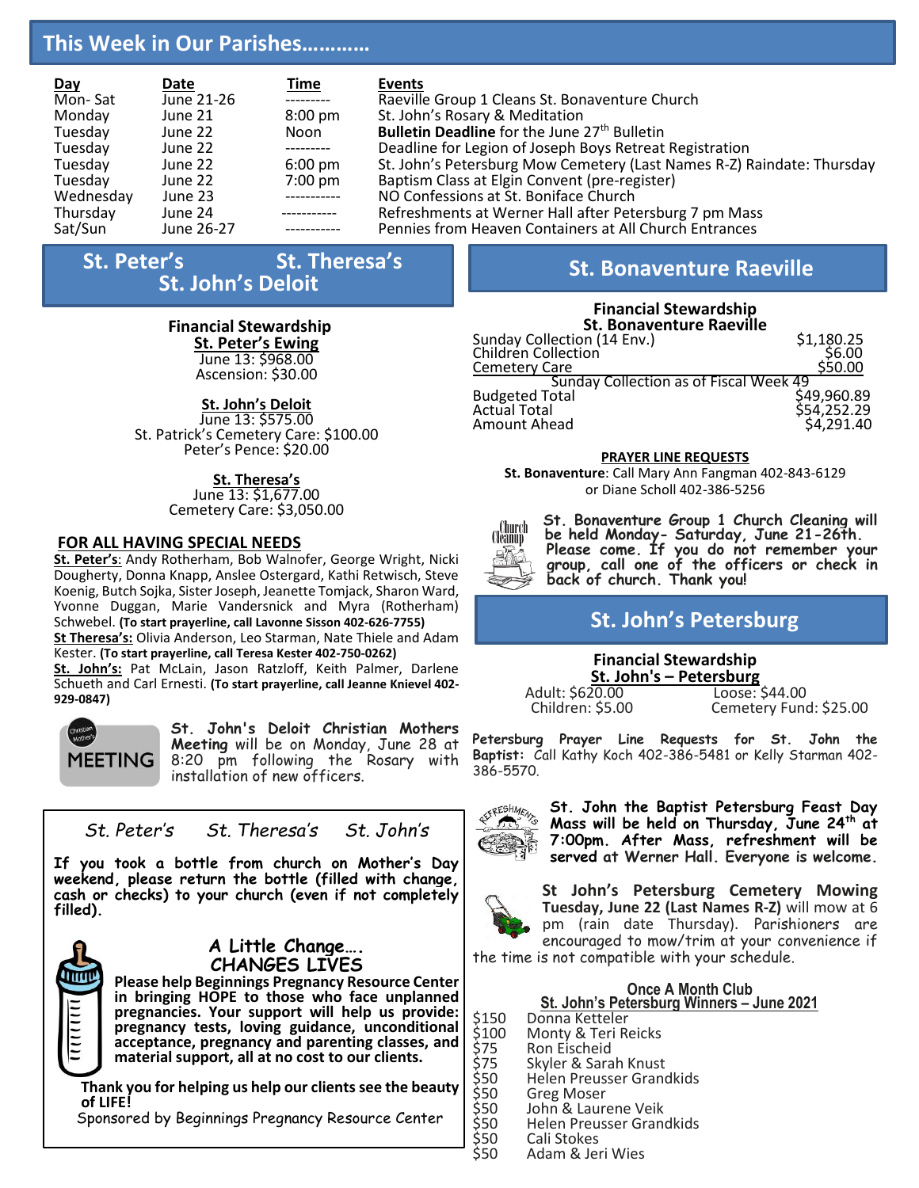## This Week in Our Parishes…………

| Day | Date | Time | Events |
|---|---|---|---|
| Mon- Sat | June 21-26 | --------- | Raeville Group 1 Cleans St. Bonaventure Church |
| Monday | June 21 | 8:00 pm | St. John's Rosary & Meditation |
| Tuesday | June 22 | Noon | **Bulletin Deadline** for the June 27th Bulletin |
| Tuesday | June 22 | --------- | Deadline for Legion of Joseph Boys Retreat Registration |
| Tuesday | June 22 | 6:00 pm | St. John's Petersburg Mow Cemetery (Last Names R-Z) Raindate: Thursday |
| Tuesday | June 22 | 7:00 pm | Baptism Class at Elgin Convent (pre-register) |
| Wednesday | June 23 | ----------- | NO Confessions at St. Boniface Church |
| Thursday | June 24 | ----------- | Refreshments at Werner Hall after Petersburg 7 pm Mass |
| Sat/Sun | June 26-27 | ----------- | Pennies from Heaven Containers at All Church Entrances |

## St. Peter's St. Theresa's St. John's Deloit

### Financial Stewardship

**St. Peter's Ewing**
June 13: $968.00
Ascension: $30.00

**St. John's Deloit**
June 13: $575.00
St. Patrick's Cemetery Care: $100.00
Peter's Pence: $20.00

**St. Theresa's**
June 13: $1,677.00
Cemetery Care: $3,050.00

### FOR ALL HAVING SPECIAL NEEDS

**St. Peter's**: Andy Rotherham, Bob Walnofer, George Wright, Nicki Dougherty, Donna Knapp, Anslee Ostergard, Kathi Retwisch, Steve Koenig, Butch Sojka, Sister Joseph, Jeanette Tomjack, Sharon Ward, Yvonne Duggan, Marie Vandersnick and Myra (Rotherham) Schwebel. **(To start prayerline, call Lavonne Sisson 402-626-7755)**

**St Theresa's:** Olivia Anderson, Leo Starman, Nate Thiele and Adam Kester. **(To start prayerline, call Teresa Kester 402-750-0262)**

**St. John's:** Pat McLain, Jason Ratzloff, Keith Palmer, Darlene Schueth and Carl Ernesti. **(To start prayerline, call Jeanne Knievel 402-929-0847)**

Christian Mother's MEETING

**St. John's Deloit Christian Mothers Meeting** will be on Monday, June 28 at 8:20 pm following the Rosary with installation of new officers.

*St. Peter's St. Theresa's St. John's*

**If you took a bottle from church on Mother's Day weekend, please return the bottle (filled with change, cash or checks) to your church (even if not completely filled).**

### A Little Change…. CHANGES LIVES

**Please help Beginnings Pregnancy Resource Center in bringing HOPE to those who face unplanned pregnancies. Your support will help us provide: pregnancy tests, loving guidance, unconditional acceptance, pregnancy and parenting classes, and material support, all at no cost to our clients.**

**Thank you for helping us help our clients see the beauty of LIFE!**

Sponsored by Beginnings Pregnancy Resource Center

## St. Bonaventure Raeville

### Financial Stewardship
**St. Bonaventure Raeville**

| | |
|---|---|
| Sunday Collection (14 Env.) | $1,180.25 |
| Children Collection | $6.00 |
| Cemetery Care | $50.00 |
| Sunday Collection as of Fiscal Week 49 | |
| Budgeted Total | $49,960.89 |
| Actual Total | $54,252.29 |
| Amount Ahead | $4,291.40 |

**PRAYER LINE REQUESTS**

**St. Bonaventure**: Call Mary Ann Fangman 402-843-6129 or Diane Scholl 402-386-5256

**St. Bonaventure Group 1 Church Cleaning will be held Monday- Saturday, June 21-26th. Please come. If you do not remember your group, call one of the officers or check in back of church. Thank you!**

## St. John's Petersburg

### Financial Stewardship
**St. John's – Petersburg**

Adult: $620.00 Loose: $44.00
Children: $5.00 Cemetery Fund: $25.00

**Petersburg Prayer Line Requests for St. John the Baptist:** Call Kathy Koch 402-386-5481 or Kelly Starman 402-386-5570.

**St. John the Baptist Petersburg Feast Day Mass will be held on Thursday, June 24th at 7:00pm. After Mass, refreshment will be served at Werner Hall. Everyone is welcome.**

**St John's Petersburg Cemetery Mowing Tuesday, June 22 (Last Names R-Z)** will mow at 6 pm (rain date Thursday). Parishioners are encouraged to mow/trim at your convenience if the time is not compatible with your schedule.

**Once A Month Club**
**St. John's Petersburg Winners – June 2021**

| | |
|---|---|
| $150 | Donna Ketteler |
| $100 | Monty & Teri Reicks |
| $75 | Ron Eischeid |
| $75 | Skyler & Sarah Knust |
| $50 | Helen Preusser Grandkids |
| $50 | Greg Moser |
| $50 | John & Laurene Veik |
| $50 | Helen Preusser Grandkids |
| $50 | Cali Stokes |
| $50 | Adam & Jeri Wies |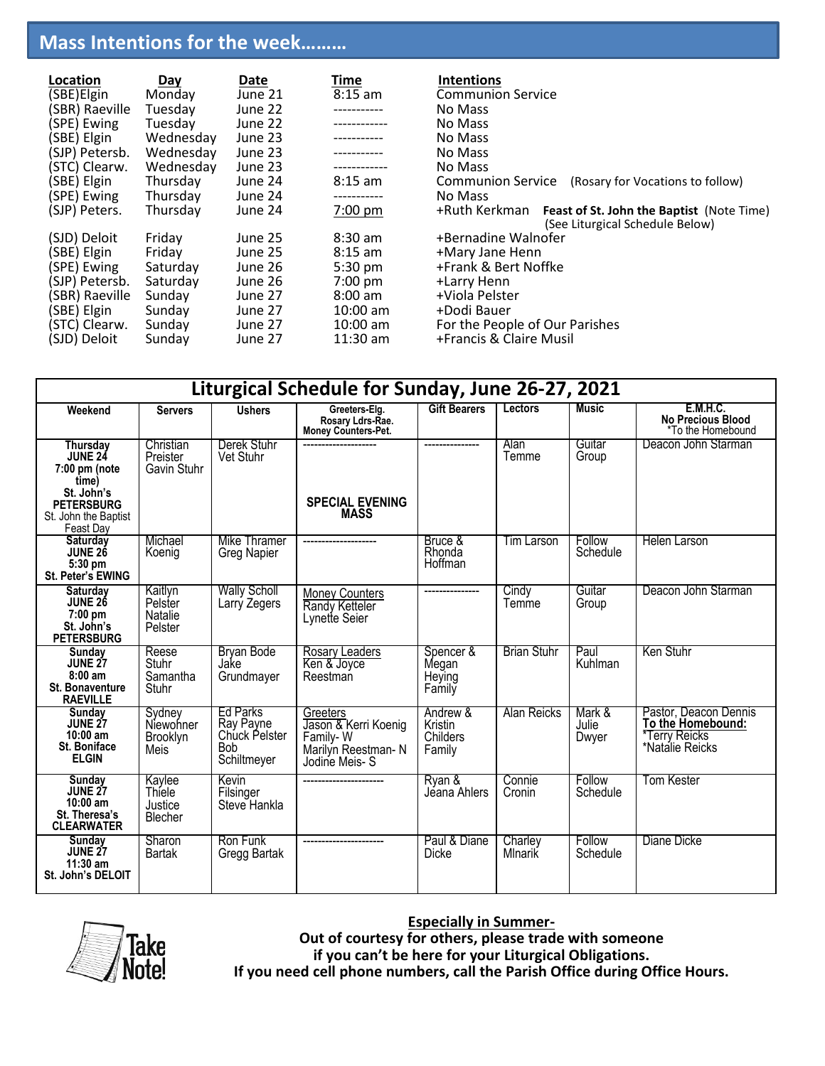## Mass Intentions for the week………

| Location | Day | Date | Time | Intentions |
|---|---|---|---|---|
| (SBE)Elgin | Monday | June 21 | 8:15 am | Communion Service |
| (SBR) Raeville | Tuesday | June 22 | ----------- | No Mass |
| (SPE) Ewing | Tuesday | June 22 | ------------ | No Mass |
| (SBE) Elgin | Wednesday | June 23 | ----------- | No Mass |
| (SJP) Petersb. | Wednesday | June 23 | ----------- | No Mass |
| (STC) Clearw. | Wednesday | June 23 | ------------ | No Mass |
| (SBE) Elgin | Thursday | June 24 | 8:15 am | Communion Service (Rosary for Vocations to follow) |
| (SPE) Ewing | Thursday | June 24 | ----------- | No Mass |
| (SJP) Peters. | Thursday | June 24 | 7:00 pm | +Ruth Kerkman **Feast of St. John the Baptist** (Note Time) (See Liturgical Schedule Below) |
| (SJD) Deloit | Friday | June 25 | 8:30 am | +Bernadine Walnofer |
| (SBE) Elgin | Friday | June 25 | 8:15 am | +Mary Jane Henn |
| (SPE) Ewing | Saturday | June 26 | 5:30 pm | +Frank & Bert Noffke |
| (SJP) Petersb. | Saturday | June 26 | 7:00 pm | +Larry Henn |
| (SBR) Raeville | Sunday | June 27 | 8:00 am | +Viola Pelster |
| (SBE) Elgin | Sunday | June 27 | 10:00 am | +Dodi Bauer |
| (STC) Clearw. | Sunday | June 27 | 10:00 am | For the People of Our Parishes |
| (SJD) Deloit | Sunday | June 27 | 11:30 am | +Francis & Claire Musil |

## Liturgical Schedule for Sunday, June 26-27, 2021

| Weekend | Servers | Ushers | Greeters-Elg. Rosary Ldrs-Rae. Money Counters-Pet. | Gift Bearers | Lectors | Music | E.M.H.C. No Precious Blood *To the Homebound |
|---|---|---|---|---|---|---|---|
| **Thursday JUNE 24 7:00 pm (note time) St. John's PETERSBURG** St. John the Baptist Feast Day | Christian Preister Gavin Stuhr | Derek Stuhr Vet Stuhr | -------------------- **SPECIAL EVENING MASS** | --------------- | Alan Temme | Guitar Group | Deacon John Starman |
| **Saturday JUNE 26 5:30 pm St. Peter's EWING** | Michael Koenig | Mike Thramer Greg Napier | -------------------- | Bruce & Rhonda Hoffman | Tim Larson | Follow Schedule | Helen Larson |
| **Saturday JUNE 26 7:00 pm St. John's PETERSBURG** | Kaitlyn Pelster Natalie Pelster | Wally Scholl Larry Zegers | Money Counters Randy Ketteler Lynette Seier | --------------- | Cindy Temme | Guitar Group | Deacon John Starman |
| **Sunday JUNE 27 8:00 am St. Bonaventure RAEVILLE** | Reese Stuhr Samantha Stuhr | Bryan Bode Jake Grundmayer | Rosary Leaders Ken & Joyce Reestman | Spencer & Megan Heying Family | Brian Stuhr | Paul Kuhlman | Ken Stuhr |
| **Sunday JUNE 27 10:00 am St. Boniface ELGIN** | Sydney Niewohner Brooklyn Meis | Ed Parks Ray Payne Chuck Pelster Bob Schiltmeyer | Greeters Jason & Kerri Koenig Family- W Marilyn Reestman- N Jodine Meis- S | Andrew & Kristin Childers Family | Alan Reicks | Mark & Julie Dwyer | Pastor, Deacon Dennis **To the Homebound:** *Terry Reicks *Natalie Reicks |
| **Sunday JUNE 27 10:00 am St. Theresa's CLEARWATER** | Kaylee Thiele Justice Blecher | Kevin Filsinger Steve Hankla | ---------------------- | Ryan & Jeana Ahlers | Connie Cronin | Follow Schedule | Tom Kester |
| **Sunday JUNE 27 11:30 am St. John's DELOIT** | Sharon Bartak | Ron Funk Gregg Bartak | ---------------------- | Paul & Diane Dicke | Charley Mlnarik | Follow Schedule | Diane Dicke |

Take Note!

**Especially in Summer-**
**Out of courtesy for others, please trade with someone if you can't be here for your Liturgical Obligations. If you need cell phone numbers, call the Parish Office during Office Hours.**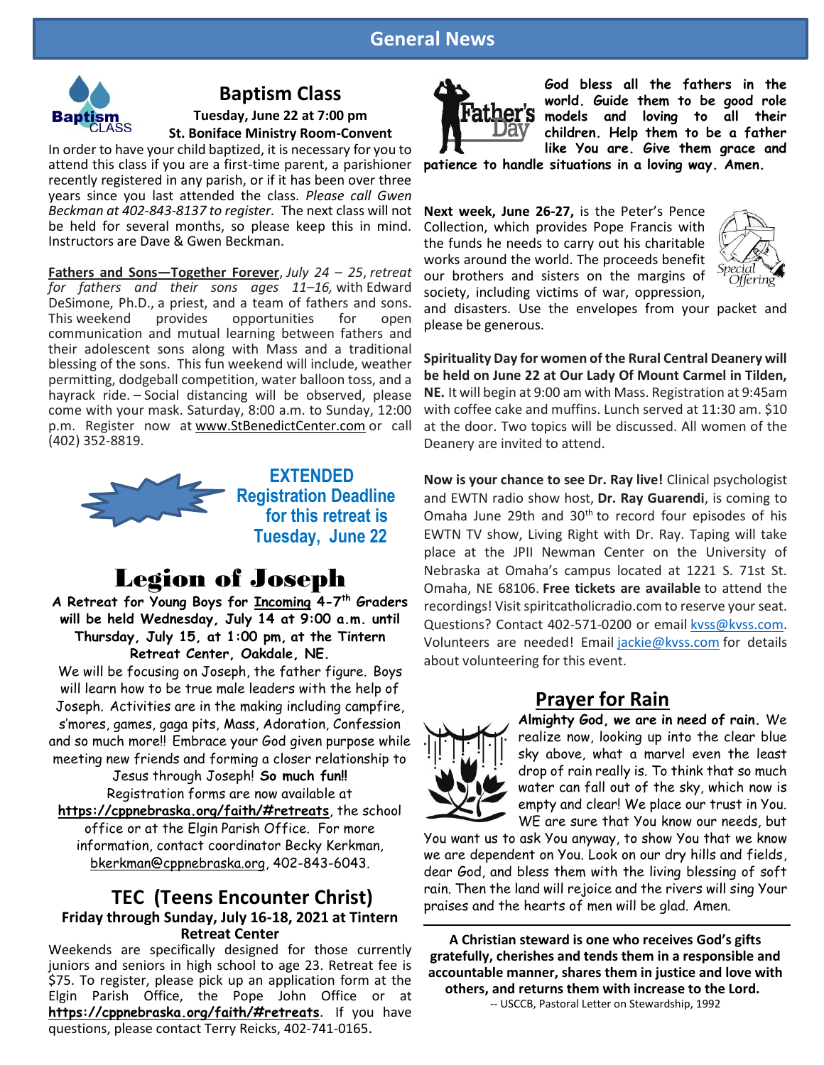# General News

## Baptism Class

**Tuesday, June 22 at 7:00 pm**
**St. Boniface Ministry Room-Convent**

In order to have your child baptized, it is necessary for you to attend this class if you are a first-time parent, a parishioner recently registered in any parish, or if it has been over three years since you last attended the class. *Please call Gwen Beckman at 402-843-8137 to register.* The next class will not be held for several months, so please keep this in mind. Instructors are Dave & Gwen Beckman.

**Fathers and Sons—Together Forever**, *July 24 – 25, retreat for fathers and their sons ages 11–16,* with Edward DeSimone, Ph.D., a priest, and a team of fathers and sons. This weekend provides opportunities for open communication and mutual learning between fathers and their adolescent sons along with Mass and a traditional blessing of the sons. This fun weekend will include, weather permitting, dodgeball competition, water balloon toss, and a hayrack ride. – Social distancing will be observed, please come with your mask. Saturday, 8:00 a.m. to Sunday, 12:00 p.m. Register now at www.StBenedictCenter.com or call (402) 352-8819.

**EXTENDED Registration Deadline for this retreat is Tuesday, June 22**

## Legion of Joseph

**A Retreat for Young Boys for Incoming 4-7th Graders will be held Wednesday, July 14 at 9:00 a.m. until Thursday, July 15, at 1:00 pm, at the Tintern Retreat Center, Oakdale, NE.**

We will be focusing on Joseph, the father figure. Boys will learn how to be true male leaders with the help of Joseph. Activities are in the making including campfire, s'mores, games, gaga pits, Mass, Adoration, Confession and so much more!! Embrace your God given purpose while meeting new friends and forming a closer relationship to Jesus through Joseph! **So much fun!!**
Registration forms are now available at **https://cppnebraska.org/faith/#retreats**, the school office or at the Elgin Parish Office. For more information, contact coordinator Becky Kerkman, bkerkman@cppnebraska.org, 402-843-6043.

## TEC (Teens Encounter Christ)

**Friday through Sunday, July 16-18, 2021 at Tintern Retreat Center**

Weekends are specifically designed for those currently juniors and seniors in high school to age 23. Retreat fee is $75. To register, please pick up an application form at the Elgin Parish Office, the Pope John Office or at **https://cppnebraska.org/faith/#retreats**. If you have questions, please contact Terry Reicks, 402-741-0165.

**God bless all the fathers in the world. Guide them to be good role models and loving to all their children. Help them to be a father like You are. Give them grace and patience to handle situations in a loving way. Amen.**

**Next week, June 26-27,** is the Peter's Pence Collection, which provides Pope Francis with the funds he needs to carry out his charitable works around the world. The proceeds benefit our brothers and sisters on the margins of society, including victims of war, oppression, and disasters. Use the envelopes from your packet and please be generous.

**Spirituality Day for women of the Rural Central Deanery will be held on June 22 at Our Lady Of Mount Carmel in Tilden, NE.** It will begin at 9:00 am with Mass. Registration at 9:45am with coffee cake and muffins. Lunch served at 11:30 am. $10 at the door. Two topics will be discussed. All women of the Deanery are invited to attend.

**Now is your chance to see Dr. Ray live!** Clinical psychologist and EWTN radio show host, **Dr. Ray Guarendi**, is coming to Omaha June 29th and 30th to record four episodes of his EWTN TV show, Living Right with Dr. Ray. Taping will take place at the JPII Newman Center on the University of Nebraska at Omaha's campus located at 1221 S. 71st St. Omaha, NE 68106. **Free tickets are available** to attend the recordings! Visit spiritcatholicradio.com to reserve your seat. Questions? Contact 402-571-0200 or email kvss@kvss.com. Volunteers are needed! Email jackie@kvss.com for details about volunteering for this event.

## Prayer for Rain

**Almighty God, we are in need of rain.** We realize now, looking up into the clear blue sky above, what a marvel even the least drop of rain really is. To think that so much water can fall out of the sky, which now is empty and clear! We place our trust in You. WE are sure that You know our needs, but You want us to ask You anyway, to show You that we know we are dependent on You. Look on our dry hills and fields, dear God, and bless them with the living blessing of soft rain. Then the land will rejoice and the rivers will sing Your praises and the hearts of men will be glad. Amen.

---

**A Christian steward is one who receives God's gifts gratefully, cherishes and tends them in a responsible and accountable manner, shares them in justice and love with others, and returns them with increase to the Lord.**
-- USCCB, Pastoral Letter on Stewardship, 1992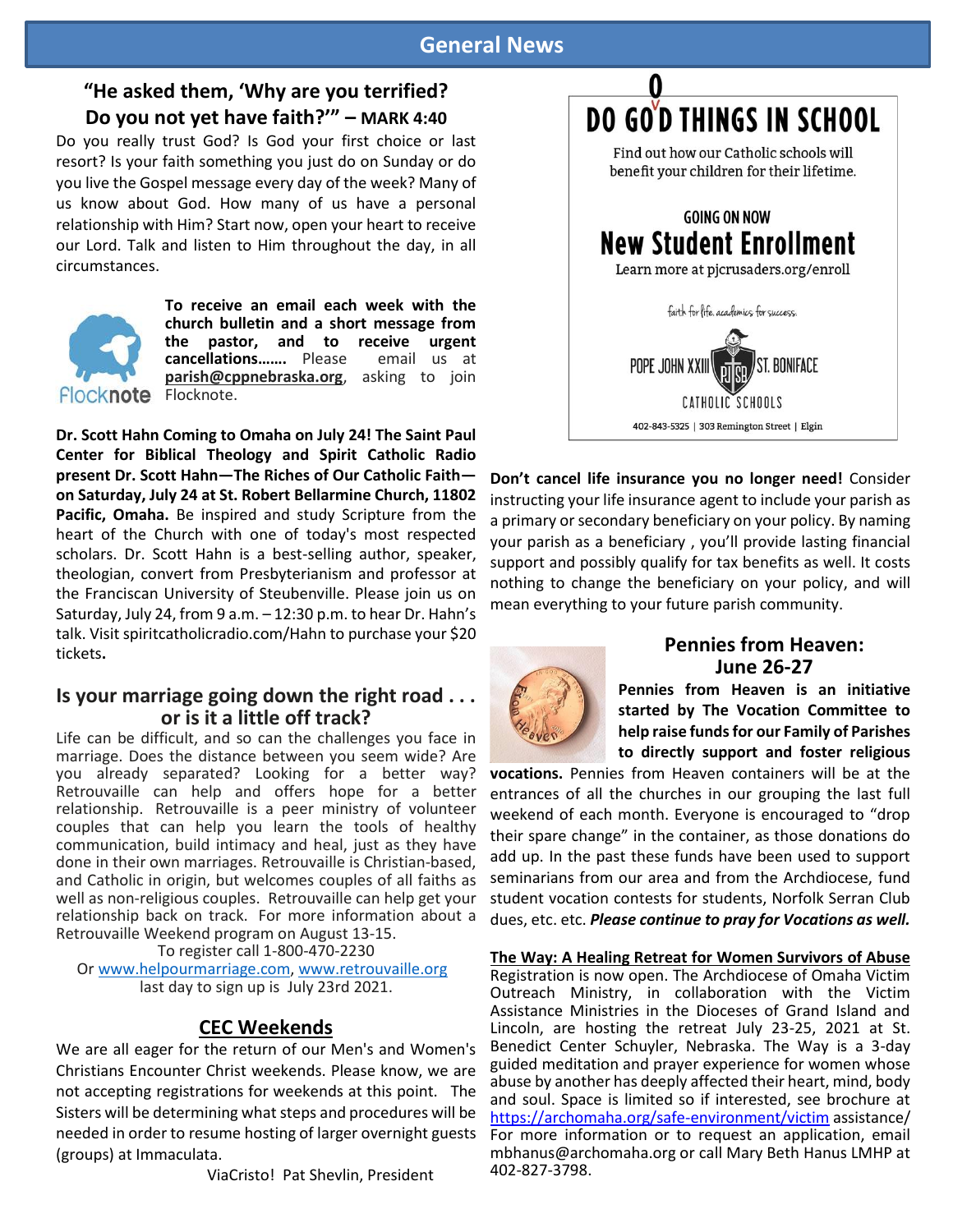## General News

### "He asked them, 'Why are you terrified? Do you not yet have faith?'" – MARK 4:40

Do you really trust God? Is God your first choice or last resort? Is your faith something you just do on Sunday or do you live the Gospel message every day of the week? Many of us know about God. How many of us have a personal relationship with Him? Start now, open your heart to receive our Lord. Talk and listen to Him throughout the day, in all circumstances.

Flocknote

**To receive an email each week with the church bulletin and a short message from the pastor, and to receive urgent cancellations…….** Please email us at **parish@cppnebraska.org**, asking to join Flocknote.

**Dr. Scott Hahn Coming to Omaha on July 24! The Saint Paul Center for Biblical Theology and Spirit Catholic Radio present Dr. Scott Hahn—The Riches of Our Catholic Faith—on Saturday, July 24 at St. Robert Bellarmine Church, 11802 Pacific, Omaha.** Be inspired and study Scripture from the heart of the Church with one of today's most respected scholars. Dr. Scott Hahn is a best-selling author, speaker, theologian, convert from Presbyterianism and professor at the Franciscan University of Steubenville. Please join us on Saturday, July 24, from 9 a.m. – 12:30 p.m. to hear Dr. Hahn's talk. Visit spiritcatholicradio.com/Hahn to purchase your $20 tickets**.**

### Is your marriage going down the right road . . . or is it a little off track?

Life can be difficult, and so can the challenges you face in marriage. Does the distance between you seem wide? Are you already separated? Looking for a better way? Retrouvaille can help and offers hope for a better relationship. Retrouvaille is a peer ministry of volunteer couples that can help you learn the tools of healthy communication, build intimacy and heal, just as they have done in their own marriages. Retrouvaille is Christian-based, and Catholic in origin, but welcomes couples of all faiths as well as non-religious couples. Retrouvaille can help get your relationship back on track. For more information about a Retrouvaille Weekend program on August 13-15.

To register call 1-800-470-2230
Or www.helpourmarriage.com, www.retrouvaille.org
last day to sign up is July 23rd 2021.

### CEC Weekends

We are all eager for the return of our Men's and Women's Christians Encounter Christ weekends. Please know, we are not accepting registrations for weekends at this point. The Sisters will be determining what steps and procedures will be needed in order to resume hosting of larger overnight guests (groups) at Immaculata.

ViaCristo! Pat Shevlin, President

---

**DO GOOD THINGS IN SCHOOL**

Find out how our Catholic schools will benefit your children for their lifetime.

GOING ON NOW
**New Student Enrollment**
Learn more at pjcrusaders.org/enroll

faith for life. academics for success.

POPE JOHN XXIII | ST. BONIFACE
CATHOLIC SCHOOLS

402-843-5325 | 303 Remington Street | Elgin

---

**Don't cancel life insurance you no longer need!** Consider instructing your life insurance agent to include your parish as a primary or secondary beneficiary on your policy. By naming your parish as a beneficiary , you'll provide lasting financial support and possibly qualify for tax benefits as well. It costs nothing to change the beneficiary on your policy, and will mean everything to your future parish community.

### Pennies from Heaven: June 26-27

**Pennies from Heaven is an initiative started by The Vocation Committee to help raise funds for our Family of Parishes to directly support and foster religious vocations.** Pennies from Heaven containers will be at the entrances of all the churches in our grouping the last full weekend of each month. Everyone is encouraged to "drop their spare change" in the container, as those donations do add up. In the past these funds have been used to support seminarians from our area and from the Archdiocese, fund student vocation contests for students, Norfolk Serran Club dues, etc. etc. ***Please continue to pray for Vocations as well.***

**The Way: A Healing Retreat for Women Survivors of Abuse**

Registration is now open. The Archdiocese of Omaha Victim Outreach Ministry, in collaboration with the Victim Assistance Ministries in the Dioceses of Grand Island and Lincoln, are hosting the retreat July 23-25, 2021 at St. Benedict Center Schuyler, Nebraska. The Way is a 3-day guided meditation and prayer experience for women whose abuse by another has deeply affected their heart, mind, body and soul. Space is limited so if interested, see brochure at https://archomaha.org/safe-environment/victim assistance/ For more information or to request an application, email mbhanus@archomaha.org or call Mary Beth Hanus LMHP at 402-827-3798.